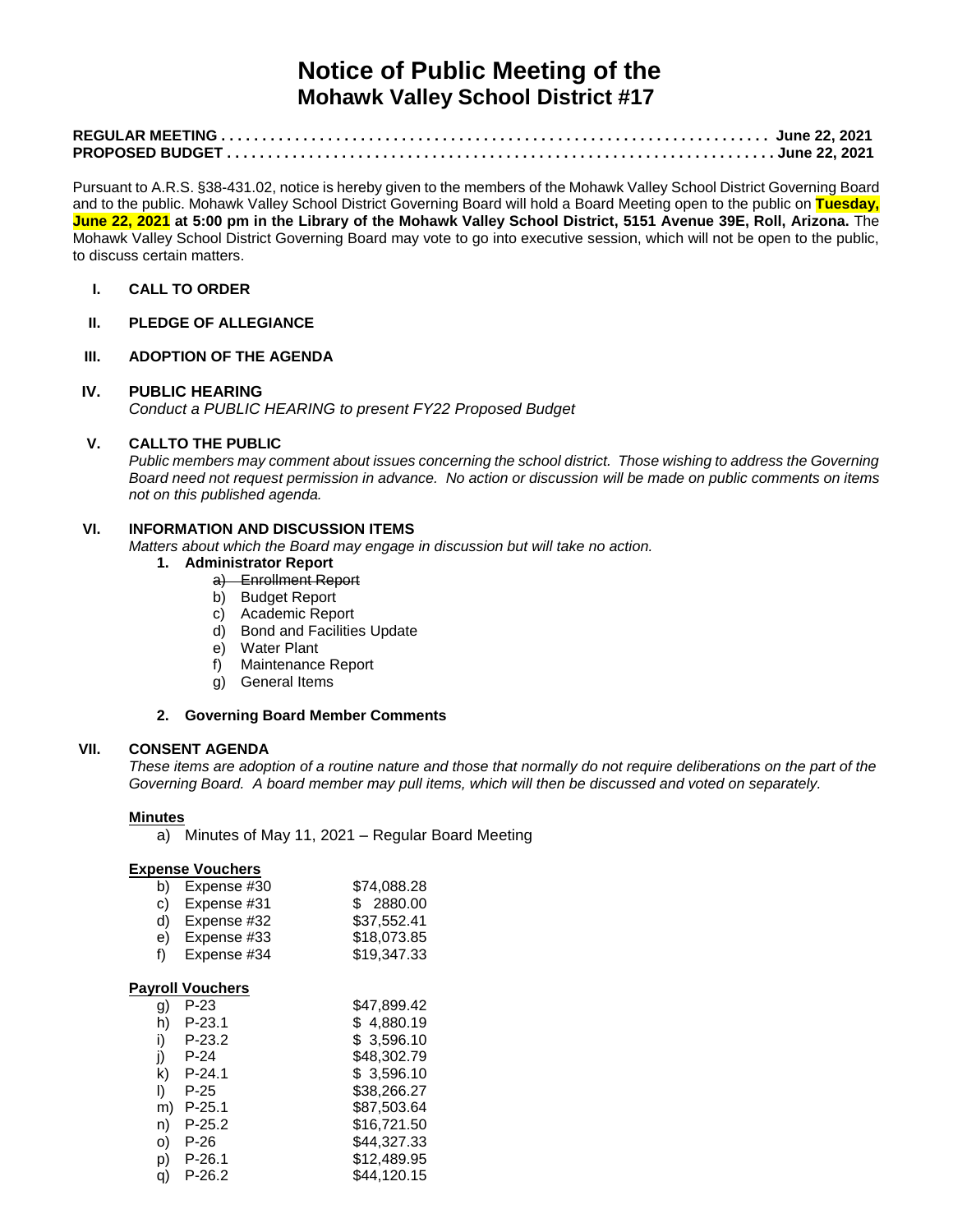# Notice of Public Meeting of the
## Mohawk Valley School District #17

**REGULAR MEETING . . . . . . . . . . . . . . . . . . . . . . . . . . . . . . . . . . . . . . . . . . . . . . . . . . . . . . . . . . . . . . . June 22, 2021**
**PROPOSED BUDGET . . . . . . . . . . . . . . . . . . . . . . . . . . . . . . . . . . . . . . . . . . . . . . . . . . . . . . . . . . . . . . June 22, 2021**

Pursuant to A.R.S. §38-431.02, notice is hereby given to the members of the Mohawk Valley School District Governing Board and to the public. Mohawk Valley School District Governing Board will hold a Board Meeting open to the public on **Tuesday, June 22, 2021 at 5:00 pm in the Library of the Mohawk Valley School District, 5151 Avenue 39E, Roll, Arizona.** The Mohawk Valley School District Governing Board may vote to go into executive session, which will not be open to the public, to discuss certain matters.

**I. CALL TO ORDER**

**II. PLEDGE OF ALLEGIANCE**

**III. ADOPTION OF THE AGENDA**

**IV. PUBLIC HEARING**
*Conduct a PUBLIC HEARING to present FY22 Proposed Budget*

**V. CALLTO THE PUBLIC**
*Public members may comment about issues concerning the school district. Those wishing to address the Governing Board need not request permission in advance. No action or discussion will be made on public comments on items not on this published agenda.*

**VI. INFORMATION AND DISCUSSION ITEMS**
*Matters about which the Board may engage in discussion but will take no action.*

1. **Administrator Report**
   - a) ~~Enrollment Report~~
   - b) Budget Report
   - c) Academic Report
   - d) Bond and Facilities Update
   - e) Water Plant
   - f) Maintenance Report
   - g) General Items

2. **Governing Board Member Comments**

**VII. CONSENT AGENDA**
*These items are adoption of a routine nature and those that normally do not require deliberations on the part of the Governing Board. A board member may pull items, which will then be discussed and voted on separately.*

**Minutes**

a) Minutes of May 11, 2021 – Regular Board Meeting

**Expense Vouchers**

| | | |
|---|---|---|
| b) | Expense #30 | $74,088.28 |
| c) | Expense #31 | $ 2880.00 |
| d) | Expense #32 | $37,552.41 |
| e) | Expense #33 | $18,073.85 |
| f) | Expense #34 | $19,347.33 |

**Payroll Vouchers**

| | | |
|---|---|---|
| g) | P-23 | $47,899.42 |
| h) | P-23.1 | $ 4,880.19 |
| i) | P-23.2 | $ 3,596.10 |
| j) | P-24 | $48,302.79 |
| k) | P-24.1 | $ 3,596.10 |
| l) | P-25 | $38,266.27 |
| m) | P-25.1 | $87,503.64 |
| n) | P-25.2 | $16,721.50 |
| o) | P-26 | $44,327.33 |
| p) | P-26.1 | $12,489.95 |
| q) | P-26.2 | $44,120.15 |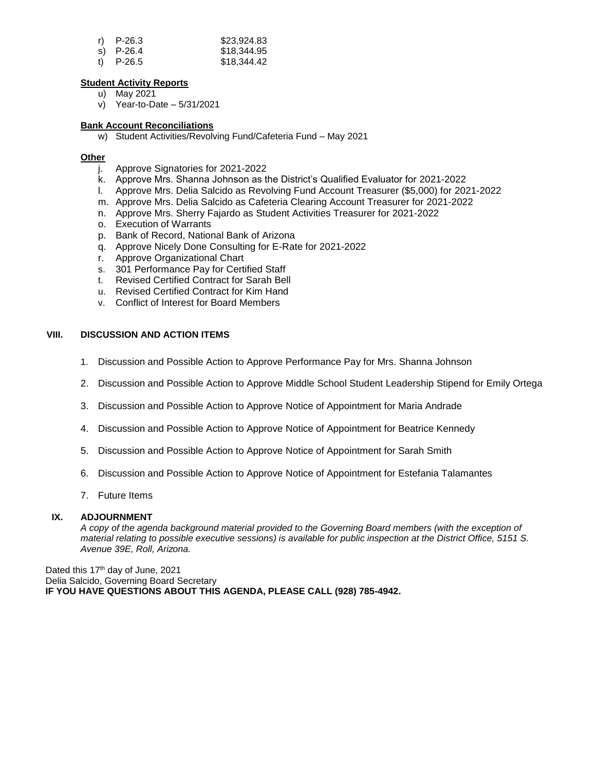r) P-26.3 $23,924.83
s) P-26.4 $18,344.95
t) P-26.5 $18,344.42

**Student Activity Reports**

u) May 2021
v) Year-to-Date – 5/31/2021

**Bank Account Reconciliations**

w) Student Activities/Revolving Fund/Cafeteria Fund – May 2021

**Other**

j. Approve Signatories for 2021-2022
k. Approve Mrs. Shanna Johnson as the District's Qualified Evaluator for 2021-2022
l. Approve Mrs. Delia Salcido as Revolving Fund Account Treasurer ($5,000) for 2021-2022
m. Approve Mrs. Delia Salcido as Cafeteria Clearing Account Treasurer for 2021-2022
n. Approve Mrs. Sherry Fajardo as Student Activities Treasurer for 2021-2022
o. Execution of Warrants
p. Bank of Record, National Bank of Arizona
q. Approve Nicely Done Consulting for E-Rate for 2021-2022
r. Approve Organizational Chart
s. 301 Performance Pay for Certified Staff
t. Revised Certified Contract for Sarah Bell
u. Revised Certified Contract for Kim Hand
v. Conflict of Interest for Board Members

## VIII. DISCUSSION AND ACTION ITEMS

1. Discussion and Possible Action to Approve Performance Pay for Mrs. Shanna Johnson
2. Discussion and Possible Action to Approve Middle School Student Leadership Stipend for Emily Ortega
3. Discussion and Possible Action to Approve Notice of Appointment for Maria Andrade
4. Discussion and Possible Action to Approve Notice of Appointment for Beatrice Kennedy
5. Discussion and Possible Action to Approve Notice of Appointment for Sarah Smith
6. Discussion and Possible Action to Approve Notice of Appointment for Estefania Talamantes
7. Future Items

## IX. ADJOURNMENT

*A copy of the agenda background material provided to the Governing Board members (with the exception of material relating to possible executive sessions) is available for public inspection at the District Office, 5151 S. Avenue 39E, Roll, Arizona.*

Dated this 17th day of June, 2021
Delia Salcido, Governing Board Secretary
**IF YOU HAVE QUESTIONS ABOUT THIS AGENDA, PLEASE CALL (928) 785-4942.**